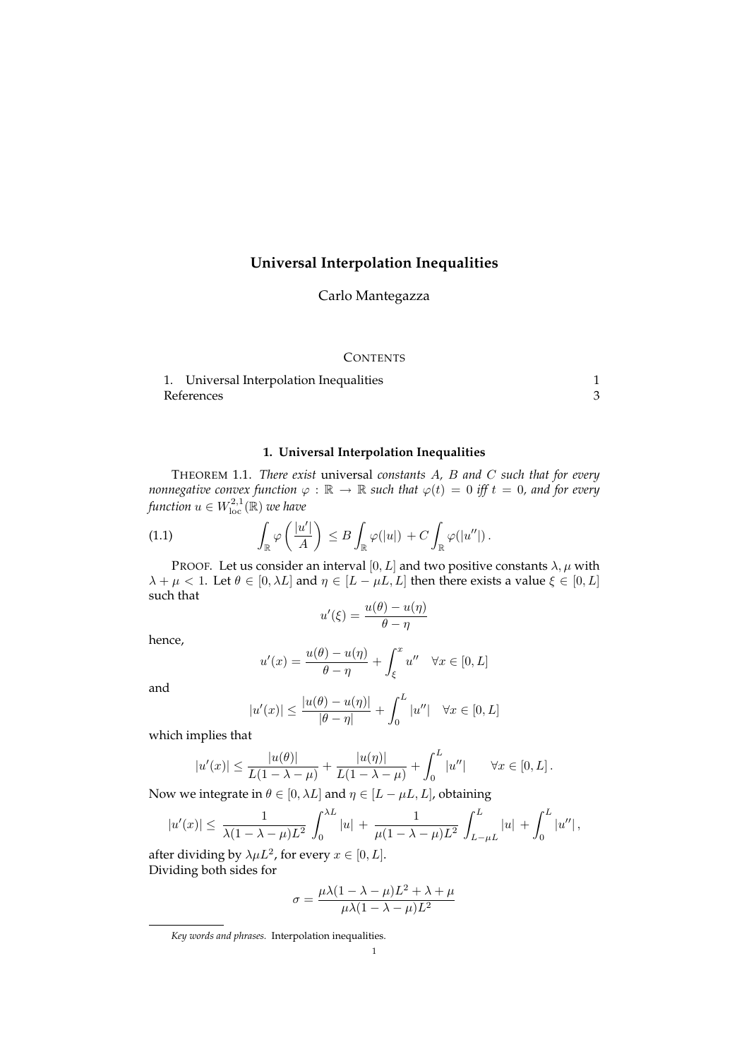# Universal Interpolation Inequalities

Carlo Mantegazza

## CONTENTS

1. Universal Interpolation Inequalities 1
References 3

## 1. Universal Interpolation Inequalities

THEOREM 1.1. *There exist* universal *constants $A$, $B$ and $C$ such that for every nonnegative convex function $\varphi : \mathbb{R} \to \mathbb{R}$ such that $\varphi(t) = 0$ iff $t = 0$, and for every function $u \in W^{2,1}_{\mathrm{loc}}(\mathbb{R})$ we have*

$$\int_{\mathbb{R}} \varphi\left(\frac{|u'|}{A}\right) \leq B \int_{\mathbb{R}} \varphi(|u|) + C \int_{\mathbb{R}} \varphi(|u''|)\,. \tag{1.1}$$

PROOF. Let us consider an interval $[0, L]$ and two positive constants $\lambda, \mu$ with $\lambda + \mu < 1$. Let $\theta \in [0, \lambda L]$ and $\eta \in [L - \mu L, L]$ then there exists a value $\xi \in [0, L]$ such that

$$u'(\xi) = \frac{u(\theta) - u(\eta)}{\theta - \eta}$$

hence,

$$u'(x) = \frac{u(\theta) - u(\eta)}{\theta - \eta} + \int_{\xi}^{x} u'' \quad \forall x \in [0, L]$$

and

$$|u'(x)| \leq \frac{|u(\theta) - u(\eta)|}{|\theta - \eta|} + \int_0^L |u''| \quad \forall x \in [0, L]$$

which implies that

$$|u'(x)| \leq \frac{|u(\theta)|}{L(1 - \lambda - \mu)} + \frac{|u(\eta)|}{L(1 - \lambda - \mu)} + \int_0^L |u''| \qquad \forall x \in [0, L]\,.$$

Now we integrate in $\theta \in [0, \lambda L]$ and $\eta \in [L - \mu L, L]$, obtaining

$$|u'(x)| \leq \frac{1}{\lambda(1 - \lambda - \mu)L^2} \int_0^{\lambda L} |u| + \frac{1}{\mu(1 - \lambda - \mu)L^2} \int_{L - \mu L}^{L} |u| + \int_0^L |u''|\,,$$

after dividing by $\lambda \mu L^2$, for every $x \in [0, L]$.
Dividing both sides for

$$\sigma = \frac{\mu\lambda(1 - \lambda - \mu)L^2 + \lambda + \mu}{\mu\lambda(1 - \lambda - \mu)L^2}$$

---

*Key words and phrases.* Interpolation inequalities.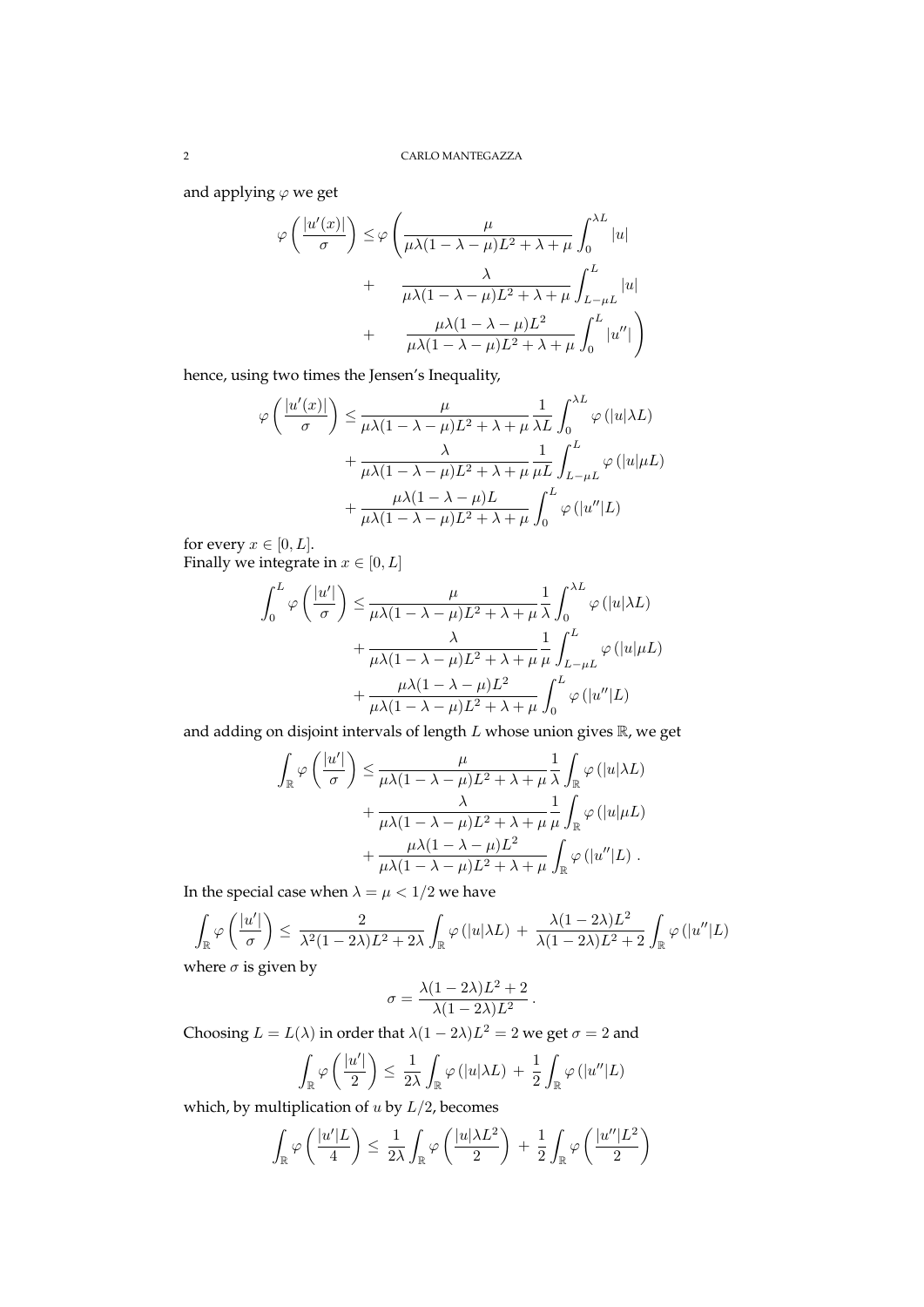and applying $\varphi$ we get

$$
\begin{aligned}
\varphi\left(\frac{|u'(x)|}{\sigma}\right) \leq \varphi\Bigg( & \frac{\mu}{\mu\lambda(1-\lambda-\mu)L^2+\lambda+\mu}\int_0^{\lambda L}|u| \\
+ & \quad \frac{\lambda}{\mu\lambda(1-\lambda-\mu)L^2+\lambda+\mu}\int_{L-\mu L}^{L}|u| \\
+ & \quad \frac{\mu\lambda(1-\lambda-\mu)L^2}{\mu\lambda(1-\lambda-\mu)L^2+\lambda+\mu}\int_0^{L}|u''|\Bigg)
\end{aligned}
$$

hence, using two times the Jensen's Inequality,

$$
\begin{aligned}
\varphi\left(\frac{|u'(x)|}{\sigma}\right) \leq & \frac{\mu}{\mu\lambda(1-\lambda-\mu)L^2+\lambda+\mu}\frac{1}{\lambda L}\int_0^{\lambda L}\varphi\left(|u|\lambda L\right) \\
& + \frac{\lambda}{\mu\lambda(1-\lambda-\mu)L^2+\lambda+\mu}\frac{1}{\mu L}\int_{L-\mu L}^{L}\varphi\left(|u|\mu L\right) \\
& + \frac{\mu\lambda(1-\lambda-\mu)L}{\mu\lambda(1-\lambda-\mu)L^2+\lambda+\mu}\int_0^{L}\varphi\left(|u''|L\right)
\end{aligned}
$$

for every $x \in [0, L]$.
Finally we integrate in $x \in [0, L]$

$$
\begin{aligned}
\int_0^L \varphi\left(\frac{|u'|}{\sigma}\right) \leq & \frac{\mu}{\mu\lambda(1-\lambda-\mu)L^2+\lambda+\mu}\frac{1}{\lambda}\int_0^{\lambda L}\varphi\left(|u|\lambda L\right) \\
& + \frac{\lambda}{\mu\lambda(1-\lambda-\mu)L^2+\lambda+\mu}\frac{1}{\mu}\int_{L-\mu L}^{L}\varphi\left(|u|\mu L\right) \\
& + \frac{\mu\lambda(1-\lambda-\mu)L^2}{\mu\lambda(1-\lambda-\mu)L^2+\lambda+\mu}\int_0^{L}\varphi\left(|u''|L\right)
\end{aligned}
$$

and adding on disjoint intervals of length $L$ whose union gives $\mathbb{R}$, we get

$$
\begin{aligned}
\int_{\mathbb{R}} \varphi\left(\frac{|u'|}{\sigma}\right) \leq & \frac{\mu}{\mu\lambda(1-\lambda-\mu)L^2+\lambda+\mu}\frac{1}{\lambda}\int_{\mathbb{R}}\varphi\left(|u|\lambda L\right) \\
& + \frac{\lambda}{\mu\lambda(1-\lambda-\mu)L^2+\lambda+\mu}\frac{1}{\mu}\int_{\mathbb{R}}\varphi\left(|u|\mu L\right) \\
& + \frac{\mu\lambda(1-\lambda-\mu)L^2}{\mu\lambda(1-\lambda-\mu)L^2+\lambda+\mu}\int_{\mathbb{R}}\varphi\left(|u''|L\right).
\end{aligned}
$$

In the special case when $\lambda = \mu < 1/2$ we have

$$
\int_{\mathbb{R}} \varphi\left(\frac{|u'|}{\sigma}\right) \leq \frac{2}{\lambda^2(1-2\lambda)L^2+2\lambda}\int_{\mathbb{R}}\varphi\left(|u|\lambda L\right) + \frac{\lambda(1-2\lambda)L^2}{\lambda(1-2\lambda)L^2+2}\int_{\mathbb{R}}\varphi\left(|u''|L\right)
$$

where $\sigma$ is given by

$$
\sigma = \frac{\lambda(1-2\lambda)L^2+2}{\lambda(1-2\lambda)L^2}.
$$

Choosing $L = L(\lambda)$ in order that $\lambda(1-2\lambda)L^2 = 2$ we get $\sigma = 2$ and

$$
\int_{\mathbb{R}} \varphi\left(\frac{|u'|}{2}\right) \leq \frac{1}{2\lambda}\int_{\mathbb{R}}\varphi\left(|u|\lambda L\right) + \frac{1}{2}\int_{\mathbb{R}}\varphi\left(|u''|L\right)
$$

which, by multiplication of $u$ by $L/2$, becomes

$$
\int_{\mathbb{R}} \varphi\left(\frac{|u'|L}{4}\right) \leq \frac{1}{2\lambda}\int_{\mathbb{R}}\varphi\left(\frac{|u|\lambda L^2}{2}\right) + \frac{1}{2}\int_{\mathbb{R}}\varphi\left(\frac{|u''|L^2}{2}\right)
$$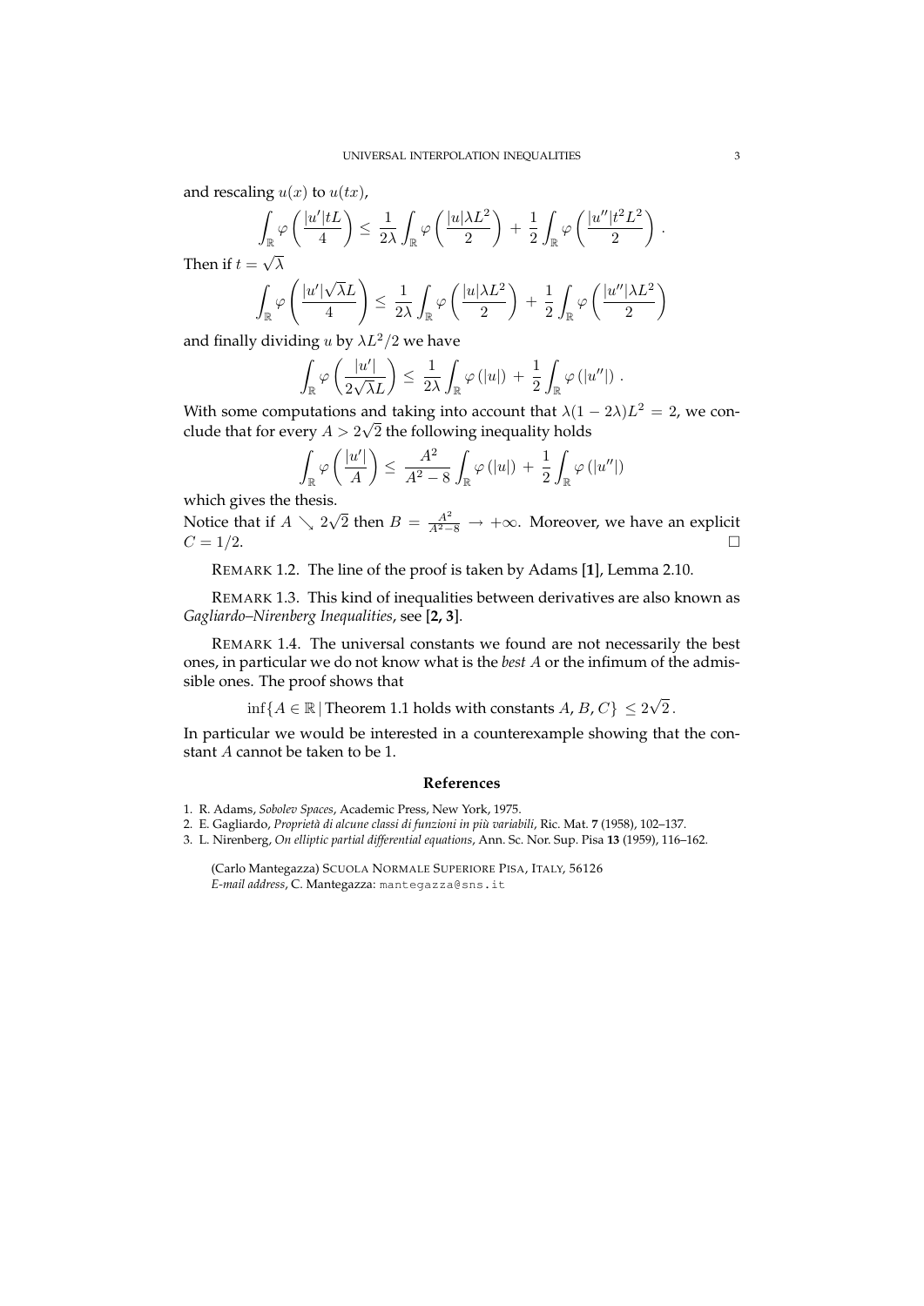and rescaling $u(x)$ to $u(tx)$,

$$\int_{\mathbb{R}} \varphi\left(\frac{|u'|tL}{4}\right) \leq \frac{1}{2\lambda}\int_{\mathbb{R}} \varphi\left(\frac{|u|\lambda L^2}{2}\right) + \frac{1}{2}\int_{\mathbb{R}} \varphi\left(\frac{|u''|t^2L^2}{2}\right).$$

Then if $t = \sqrt{\lambda}$

$$\int_{\mathbb{R}} \varphi\left(\frac{|u'|\sqrt{\lambda}L}{4}\right) \leq \frac{1}{2\lambda}\int_{\mathbb{R}} \varphi\left(\frac{|u|\lambda L^2}{2}\right) + \frac{1}{2}\int_{\mathbb{R}} \varphi\left(\frac{|u''|\lambda L^2}{2}\right)$$

and finally dividing $u$ by $\lambda L^2/2$ we have

$$\int_{\mathbb{R}} \varphi\left(\frac{|u'|}{2\sqrt{\lambda}L}\right) \leq \frac{1}{2\lambda}\int_{\mathbb{R}} \varphi\left(|u|\right) + \frac{1}{2}\int_{\mathbb{R}} \varphi\left(|u''|\right).$$

With some computations and taking into account that $\lambda(1-2\lambda)L^2 = 2$, we conclude that for every $A > 2\sqrt{2}$ the following inequality holds

$$\int_{\mathbb{R}} \varphi\left(\frac{|u'|}{A}\right) \leq \frac{A^2}{A^2-8}\int_{\mathbb{R}} \varphi\left(|u|\right) + \frac{1}{2}\int_{\mathbb{R}} \varphi\left(|u''|\right)$$

which gives the thesis.

Notice that if $A \searrow 2\sqrt{2}$ then $B = \frac{A^2}{A^2-8} \to +\infty$. Moreover, we have an explicit $C = 1/2$. $\square$

REMARK 1.2. The line of the proof is taken by Adams [**1**], Lemma 2.10.

REMARK 1.3. This kind of inequalities between derivatives are also known as *Gagliardo–Nirenberg Inequalities*, see [**2, 3**].

REMARK 1.4. The universal constants we found are not necessarily the best ones, in particular we do not know what is the *best* $A$ or the infimum of the admissible ones. The proof shows that

$$\inf\{A \in \mathbb{R} \,|\, \text{Theorem 1.1 holds with constants } A, B, C\} \leq 2\sqrt{2}.$$

In particular we would be interested in a counterexample showing that the constant $A$ cannot be taken to be 1.

## References

1. R. Adams, *Sobolev Spaces*, Academic Press, New York, 1975.
2. E. Gagliardo, *Proprietà di alcune classi di funzioni in più variabili*, Ric. Mat. **7** (1958), 102–137.
3. L. Nirenberg, *On elliptic partial differential equations*, Ann. Sc. Nor. Sup. Pisa **13** (1959), 116–162.

(Carlo Mantegazza) SCUOLA NORMALE SUPERIORE PISA, ITALY, 56126
*E-mail address*, C. Mantegazza: mantegazza@sns.it